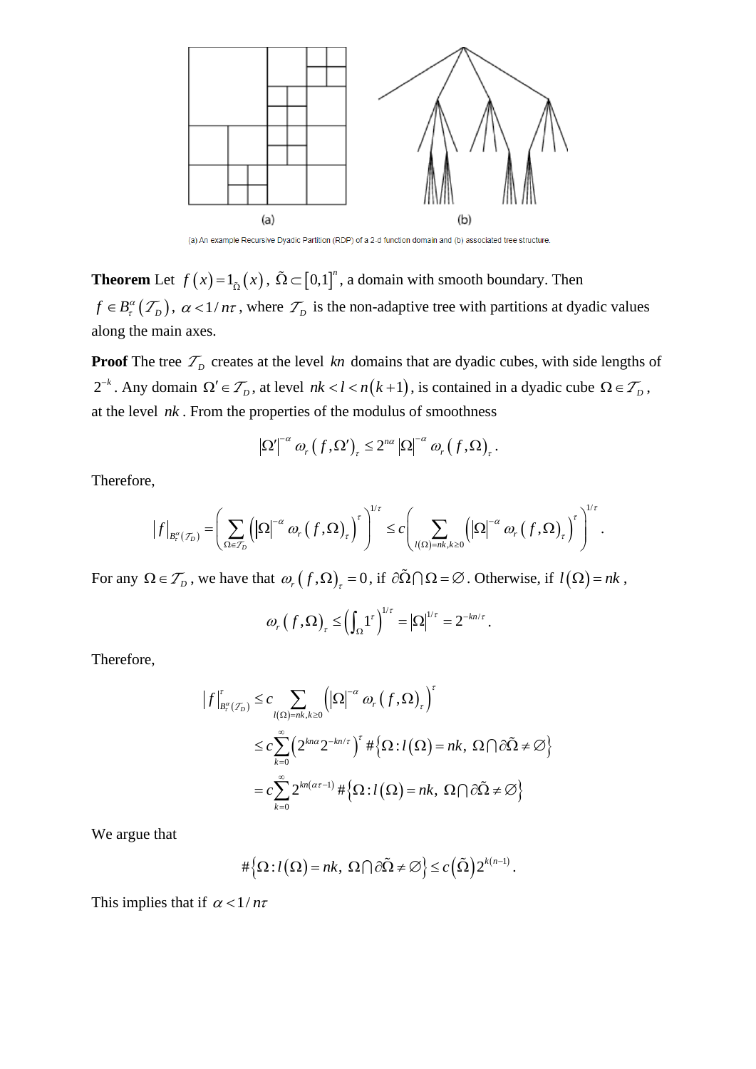(a) An example Recursive Dyadic Partition (RDP) of a 2-d function domain and (b) associated tree structure.

**Theorem** Let $f(x) = 1_{\tilde{\Omega}}(x)$, $\tilde{\Omega} \subset [0,1]^n$, a domain with smooth boundary. Then $f \in B_\tau^\alpha(\mathcal{T}_D)$, $\alpha < 1/n\tau$, where $\mathcal{T}_D$ is the non-adaptive tree with partitions at dyadic values along the main axes.

**Proof** The tree $\mathcal{T}_D$ creates at the level $kn$ domains that are dyadic cubes, with side lengths of $2^{-k}$. Any domain $\Omega' \in \mathcal{T}_D$, at level $nk < l < n(k+1)$, is contained in a dyadic cube $\Omega \in \mathcal{T}_D$, at the level $nk$. From the properties of the modulus of smoothness

$$|\Omega'|^{-\alpha} \omega_r(f, \Omega')_\tau \le 2^{n\alpha} |\Omega|^{-\alpha} \omega_r(f, \Omega)_\tau .$$

Therefore,

$$|f|_{B_\tau^\alpha(\mathcal{T}_D)} = \left( \sum_{\Omega \in \mathcal{T}_D} \left( |\Omega|^{-\alpha} \omega_r(f, \Omega)_\tau \right)^\tau \right)^{1/\tau} \le c \left( \sum_{l(\Omega) = nk, k \ge 0} \left( |\Omega|^{-\alpha} \omega_r(f, \Omega)_\tau \right)^\tau \right)^{1/\tau} .$$

For any $\Omega \in \mathcal{T}_D$, we have that $\omega_r(f, \Omega)_\tau = 0$, if $\partial\tilde{\Omega} \cap \Omega = \varnothing$. Otherwise, if $l(\Omega) = nk$,

$$\omega_r(f, \Omega)_\tau \le \left( \int_\Omega 1^\tau \right)^{1/\tau} = |\Omega|^{1/\tau} = 2^{-kn/\tau} .$$

Therefore,

$$\begin{aligned}
|f|_{B_\tau^\alpha(\mathcal{T}_D)}^\tau &\le c \sum_{l(\Omega) = nk, k \ge 0} \left( |\Omega|^{-\alpha} \omega_r(f, \Omega)_\tau \right)^\tau \\
&\le c \sum_{k=0}^{\infty} \left( 2^{kn\alpha} 2^{-kn/\tau} \right)^\tau \# \left\{ \Omega : l(\Omega) = nk,\ \Omega \cap \partial\tilde{\Omega} \ne \varnothing \right\} \\
&= c \sum_{k=0}^{\infty} 2^{kn(\alpha\tau - 1)} \# \left\{ \Omega : l(\Omega) = nk,\ \Omega \cap \partial\tilde{\Omega} \ne \varnothing \right\}
\end{aligned}$$

We argue that

$$\# \left\{ \Omega : l(\Omega) = nk,\ \Omega \cap \partial\tilde{\Omega} \ne \varnothing \right\} \le c(\tilde{\Omega}) 2^{k(n-1)} .$$

This implies that if $\alpha < 1/n\tau$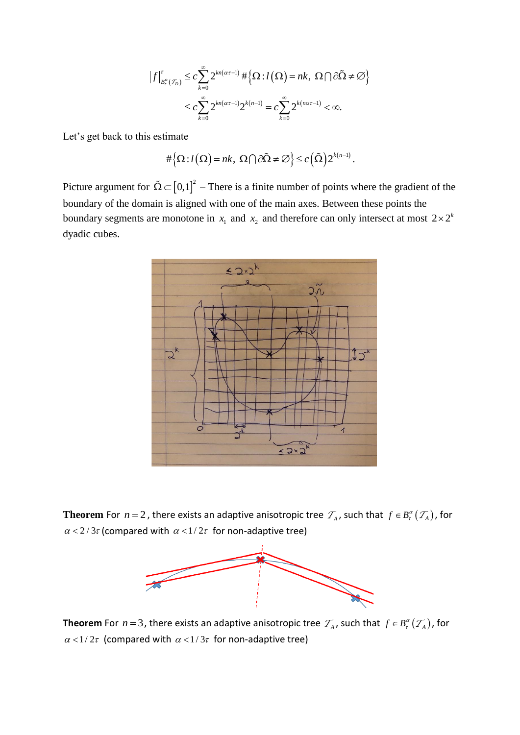$$|f|^{\tau}_{B^{\alpha}_{\tau}(\mathcal{T}_D)} \le c\sum_{k=0}^{\infty} 2^{kn(\alpha\tau-1)} \#\left\{\Omega : l(\Omega) = nk,\ \Omega \cap \partial\tilde{\Omega} \neq \varnothing\right\}$$

$$\le c\sum_{k=0}^{\infty} 2^{kn(\alpha\tau-1)} 2^{k(n-1)} = c\sum_{k=0}^{\infty} 2^{k(n\alpha\tau-1)} < \infty.$$

Let's get back to this estimate

$$\#\left\{\Omega : l(\Omega) = nk,\ \Omega \cap \partial\tilde{\Omega} \neq \varnothing\right\} \le c\left(\tilde{\Omega}\right) 2^{k(n-1)}.$$

Picture argument for $\tilde{\Omega} \subset [0,1]^2$ – There is a finite number of points where the gradient of the boundary of the domain is aligned with one of the main axes. Between these points the boundary segments are monotone in $x_1$ and $x_2$ and therefore can only intersect at most $2 \times 2^k$ dyadic cubes.

$\le 2 \times 2^k$

$\partial\tilde{\Omega}$

1

$2^k$

$2^{-k}$

0

$2^{-k}$

1

$\le 2 \times 2^k$

**Theorem** For $n = 2$, there exists an adaptive anisotropic tree $\mathcal{T}_A$, such that $f \in B^{\alpha}_{\tau}(\mathcal{T}_A)$, for $\alpha < 2/3\tau$ (compared with $\alpha < 1/2\tau$ for non-adaptive tree)

**Theorem** For $n = 3$, there exists an adaptive anisotropic tree $\mathcal{T}_A$, such that $f \in B^{\alpha}_{\tau}(\mathcal{T}_A)$, for $\alpha < 1/2\tau$ (compared with $\alpha < 1/3\tau$ for non-adaptive tree)